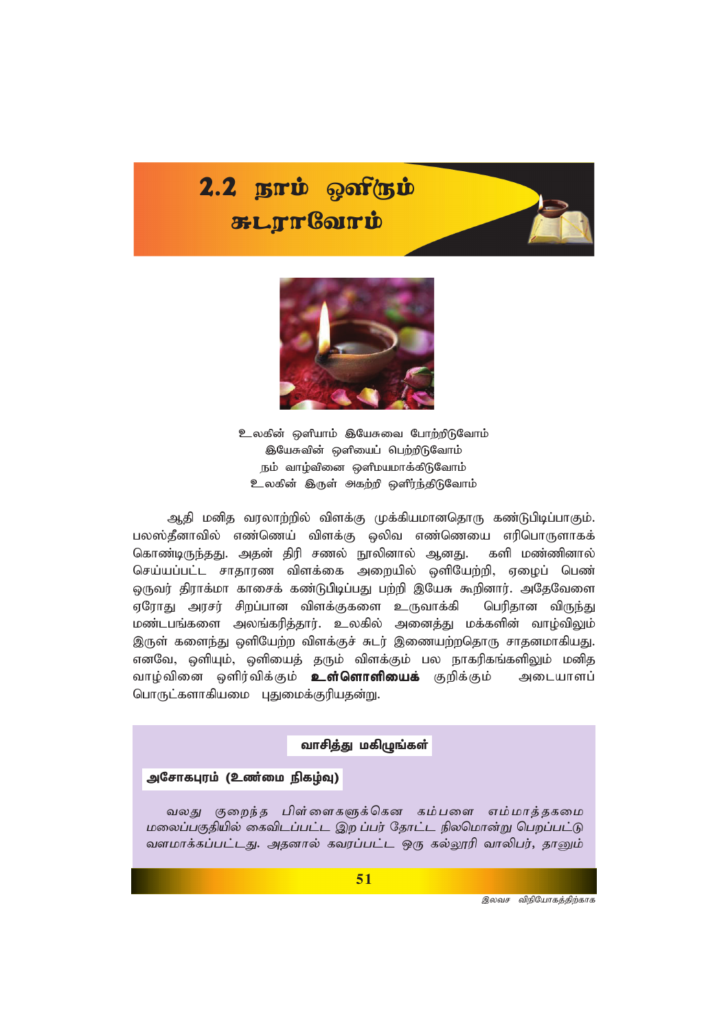# 2.2 நாம் ஒளிரும் சுடராவோம்

உலகின் ஒளியாம் இயேசுவை போற்றிடுவோம்
இயேசுவின் ஒளியைப் பெற்றிடுவோம்
நம் வாழ்வினை ஒளிமயமாக்கிடுவோம்
உலகின் இருள் அகற்றி ஒளிர்ந்திடுவோம்

ஆதி மனித வரலாற்றில் விளக்கு முக்கியமானதொரு கண்டுபிடிப்பாகும். பலஸ்தீனாவில் எண்ணெய் விளக்கு ஒலிவ எண்ணெயை எரிபொருளாகக் கொண்டிருந்தது. அதன் திரி சணல் நூலினால் ஆனது. களி மண்ணினால் செய்யப்பட்ட சாதாரண விளக்கை அறையில் ஒளியேற்றி, ஏழைப் பெண் ஒருவர் திராக்மா காசைக் கண்டுபிடிப்பது பற்றி இயேசு கூறினார். அதேவேளை ஏரோது அரசர் சிறப்பான விளக்குகளை உருவாக்கி பெரிதான விருந்து மண்டபங்களை அலங்கரித்தார். உலகில் அனைத்து மக்களின் வாழ்விலும் இருள் களைந்து ஒளியேற்ற விளக்குச் சுடர் இணையற்றதொரு சாதனமாகியது. எனவே, ஒளியும், ஒளியைத் தரும் விளக்கும் பல நாகரிகங்களிலும் மனித வாழ்வினை ஒளிர்விக்கும் **உள்ளொளியைக்** குறிக்கும் அடையாளப் பொருட்களாகியமை புதுமைக்குரியதன்று.

**வாசித்து மகிழுங்கள்**

**அசோகபுரம் (உண்மை நிகழ்வு)**

*வலது குறைந்த பிள்ளைகளுக்கென கம்பளை எம்மாத்தகமை மலைப்பகுதியில் கைவிடப்பட்ட இறப்பர் தோட்ட நிலமொன்று பெறப்பட்டு வளமாக்கப்பட்டது. அதனால் கவரப்பட்ட ஒரு கல்லூரி வாலிபர், தானும்*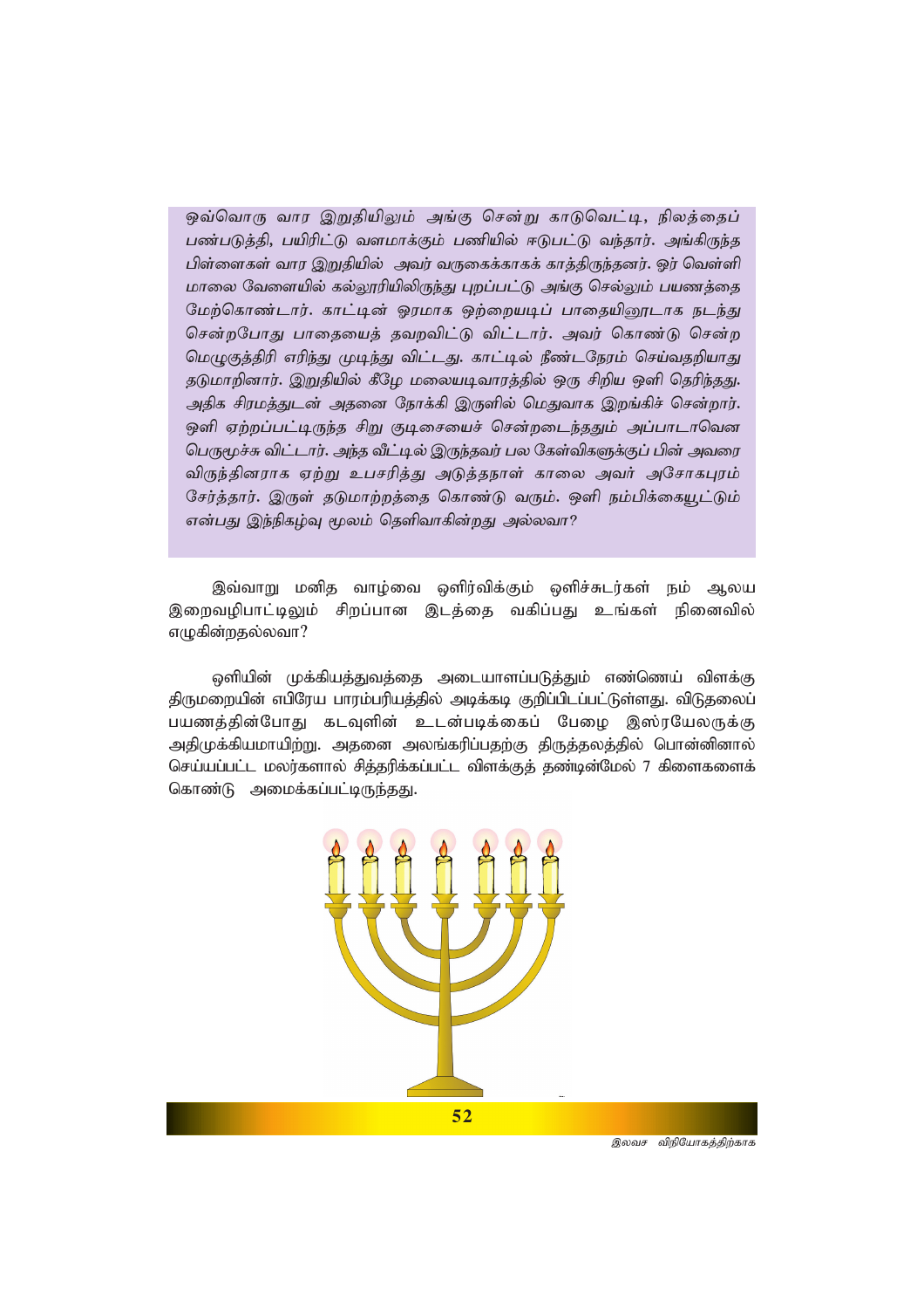*ஒவ்வொரு வார இறுதியிலும் அங்கு சென்று காடுவெட்டி, நிலத்தைப் பண்படுத்தி, பயிரிட்டு வளமாக்கும் பணியில் ஈடுபட்டு வந்தார். அங்கிருந்த பிள்ளைகள் வார இறுதியில் அவர் வருகைக்காகக் காத்திருந்தனர். ஓர் வெள்ளி மாலை வேளையில் கல்லூரியிலிருந்து புறப்பட்டு அங்கு செல்லும் பயணத்தை மேற்கொண்டார். காட்டின் ஓரமாக ஒற்றையடிப் பாதையினூடாக நடந்து சென்றபோது பாதையைத் தவறவிட்டு விட்டார். அவர் கொண்டு சென்ற மெழுகுத்திரி எரிந்து முடிந்து விட்டது. காட்டில் நீண்டநேரம் செய்வதறியாது தடுமாறினார். இறுதியில் கீழே மலையடிவாரத்தில் ஒரு சிறிய ஒளி தெரிந்தது. அதிக சிரமத்துடன் அதனை நோக்கி இருளில் மெதுவாக இறங்கிச் சென்றார். ஒளி ஏற்றப்பட்டிருந்த சிறு குடிசையைச் சென்றடைந்ததும் அப்பாடாவென பெருமூச்சு விட்டார். அந்த வீட்டில் இருந்தவர் பல கேள்விகளுக்குப் பின் அவரை விருந்தினராக ஏற்று உபசரித்து அடுத்தநாள் காலை அவர் அசோகபுரம் சேர்த்தார். இருள் தடுமாற்றத்தை கொண்டு வரும். ஒளி நம்பிக்கையூட்டும் என்பது இந்நிகழ்வு மூலம் தெளிவாகின்றது அல்லவா?*

இவ்வாறு மனித வாழ்வை ஒளிர்விக்கும் ஒளிச்சுடர்கள் நம் ஆலய இறைவழிபாட்டிலும் சிறப்பான இடத்தை வகிப்பது உங்கள் நினைவில் எழுகின்றதல்லவா?

ஒளியின் முக்கியத்துவத்தை அடையாளப்படுத்தும் எண்ணெய் விளக்கு திருமறையின் எபிரேய பாரம்பரியத்தில் அடிக்கடி குறிப்பிடப்பட்டுள்ளது. விடுதலைப் பயணத்தின்போது கடவுளின் உடன்படிக்கைப் பேழை இஸ்ரயேலருக்கு அதிமுக்கியமாயிற்று. அதனை அலங்கரிப்பதற்கு திருத்தலத்தில் பொன்னினால் செய்யப்பட்ட மலர்களால் சித்தரிக்கப்பட்ட விளக்குத் தண்டின்மேல் 7 கிளைகளைக் கொண்டு அமைக்கப்பட்டிருந்தது.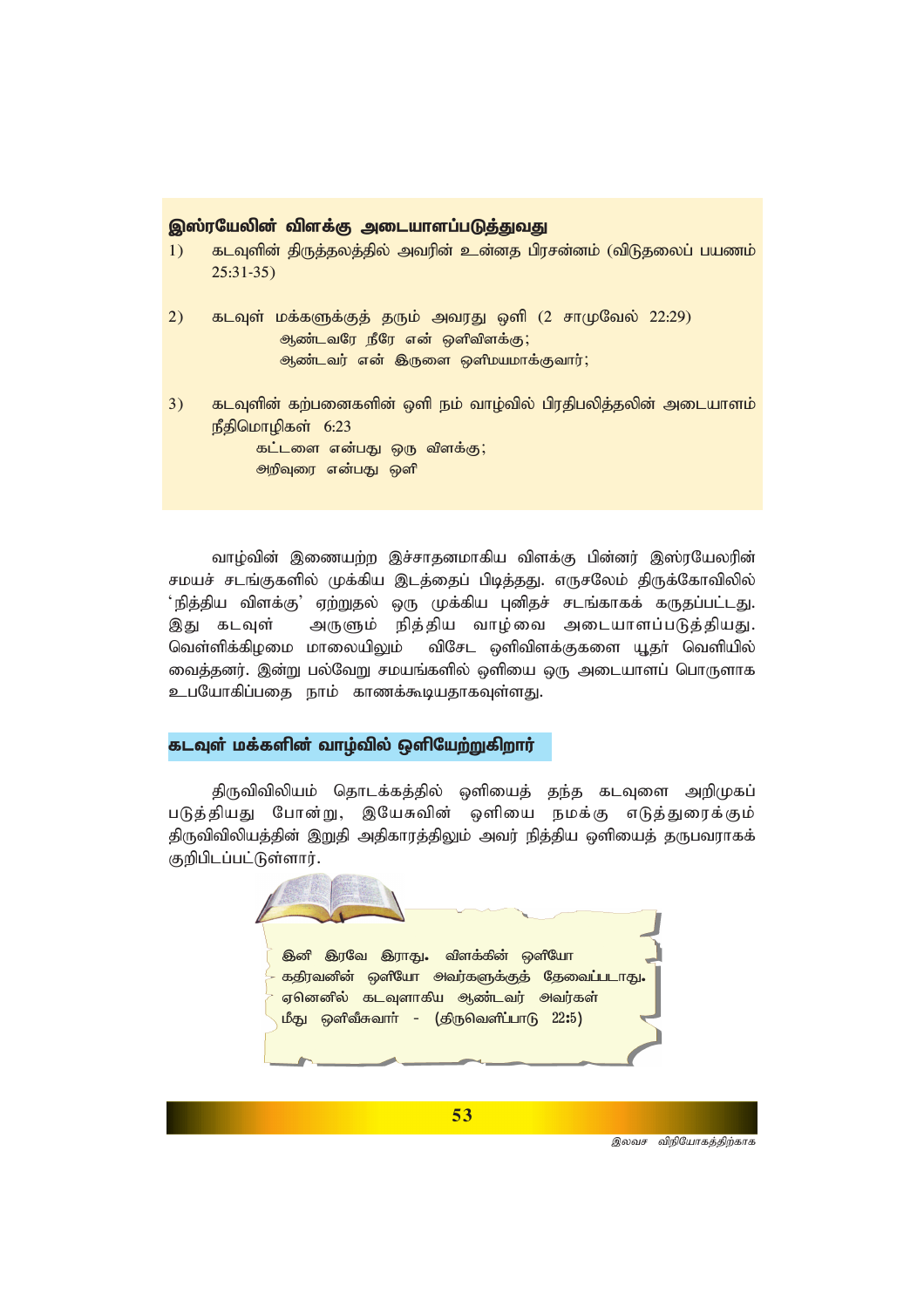## இஸ்ரயேலின் விளக்கு அடையாளப்படுத்துவது

1) கடவுளின் திருத்தலத்தில் அவரின் உன்னத பிரசன்னம் (விடுதலைப் பயணம் 25:31-35)

2) கடவுள் மக்களுக்குத் தரும் அவரது ஒளி (2 சாமுவேல் 22:29)

   ஆண்டவரே நீரே என் ஒளிவிளக்கு;
   ஆண்டவர் என் இருளை ஒளிமயமாக்குவார்;

3) கடவுளின் கற்பனைகளின் ஒளி நம் வாழ்வில் பிரதிபலித்தலின் அடையாளம் நீதிமொழிகள் 6:23

   கட்டளை என்பது ஒரு விளக்கு;
   அறிவுரை என்பது ஒளி

வாழ்வின் இணையற்ற இச்சாதனமாகிய விளக்கு பின்னர் இஸ்ரயேலரின் சமயச் சடங்குகளில் முக்கிய இடத்தைப் பிடித்தது. எருசலேம் திருக்கோவிலில் 'நித்திய விளக்கு' ஏற்றுதல் ஒரு முக்கிய புனிதச் சடங்காகக் கருதப்பட்டது. இது கடவுள் அருளும் நித்திய வாழ்வை அடையாளப்படுத்தியது. வெள்ளிக்கிழமை மாலையிலும் விசேட ஒளிவிளக்குகளை யூதர் வெளியில் வைத்தனர். இன்று பல்வேறு சமயங்களில் ஒளியை ஒரு அடையாளப் பொருளாக உபயோகிப்பதை நாம் காணக்கூடியதாகவுள்ளது.

## கடவுள் மக்களின் வாழ்வில் ஒளியேற்றுகிறார்

திருவிவிலியம் தொடக்கத்தில் ஒளியைத் தந்த கடவுளை அறிமுகப் படுத்தியது போன்று, இயேசுவின் ஒளியை நமக்கு எடுத்துரைக்கும் திருவிவிலியத்தின் இறுதி அதிகாரத்திலும் அவர் நித்திய ஒளியைத் தருபவராகக் குறிப்பிடப்பட்டுள்ளார்.

இனி இரவே இராது. விளக்கின் ஒளியோ கதிரவனின் ஒளியோ அவர்களுக்குத் தேவைப்படாது. ஏனெனில் கடவுளாகிய ஆண்டவர் அவர்கள் மீது ஒளிவீசுவார் - (திருவெளிப்பாடு 22:5)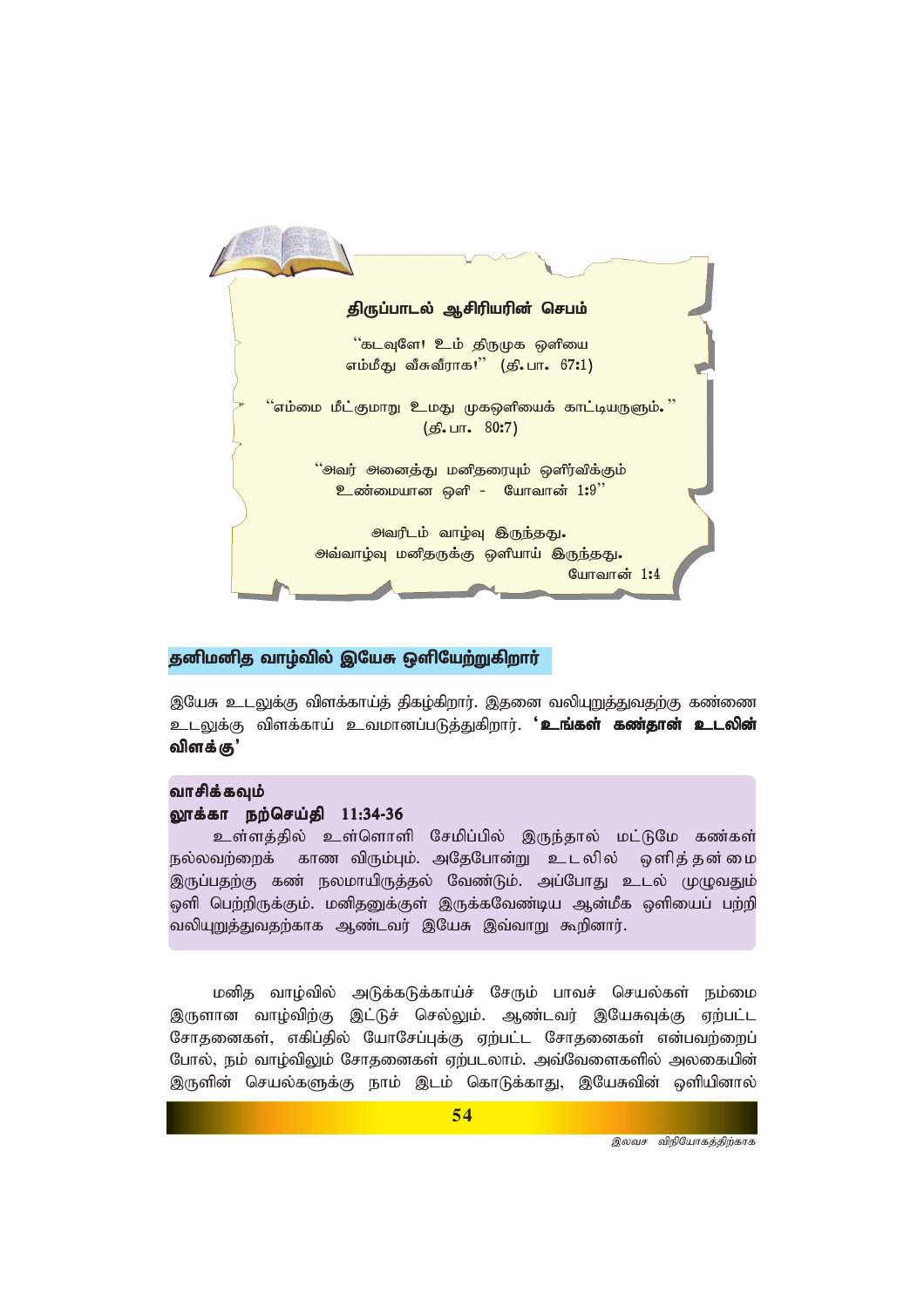### திருப்பாடல் ஆசிரியரின் செபம்

"கடவுளே! உம் திருமுக ஒளியை எம்மீது வீசுவீராக!" (தி.பா. 67:1)

"எம்மை மீட்குமாறு உமது முகஒளியைக் காட்டியருளும்." (தி.பா. 80:7)

"அவர் அனைத்து மனிதரையும் ஒளிர்விக்கும் உண்மையான ஒளி - யோவான் 1:9"

அவரிடம் வாழ்வு இருந்தது.
அவ்வாழ்வு மனிதருக்கு ஒளியாய் இருந்தது.
யோவான் 1:4

## தனிமனித வாழ்வில் இயேசு ஒளியேற்றுகிறார்

இயேசு உடலுக்கு விளக்காய்த் திகழ்கிறார். இதனை வலியுறுத்துவதற்கு கண்ணை உடலுக்கு விளக்காய் உவமானப்படுத்துகிறார். **'உங்கள் கண்தான் உடலின் விளக்கு'**

**வாசிக்கவும்**
**லூக்கா நற்செய்தி 11:34-36**

உள்ளத்தில் உள்ளொளி சேமிப்பில் இருந்தால் மட்டுமே கண்கள் நல்லவற்றைக் காண விரும்பும். அதேபோன்று உடலில் ஒளித்தன்மை இருப்பதற்கு கண் நலமாயிருத்தல் வேண்டும். அப்போது உடல் முழுவதும் ஒளி பெற்றிருக்கும். மனிதனுக்குள் இருக்கவேண்டிய ஆன்மீக ஒளியைப் பற்றி வலியுறுத்துவதற்காக ஆண்டவர் இயேசு இவ்வாறு கூறினார்.

மனித வாழ்வில் அடுக்கடுக்காய்ச் சேரும் பாவச் செயல்கள் நம்மை இருளான வாழ்விற்கு இட்டுச் செல்லும். ஆண்டவர் இயேசுவுக்கு ஏற்பட்ட சோதனைகள், எகிப்தில் யோசேப்புக்கு ஏற்பட்ட சோதனைகள் என்பவற்றைப் போல், நம் வாழ்விலும் சோதனைகள் ஏற்படலாம். அவ்வேளைகளில் அலகையின் இருளின் செயல்களுக்கு நாம் இடம் கொடுக்காது, இயேசுவின் ஒளியினால்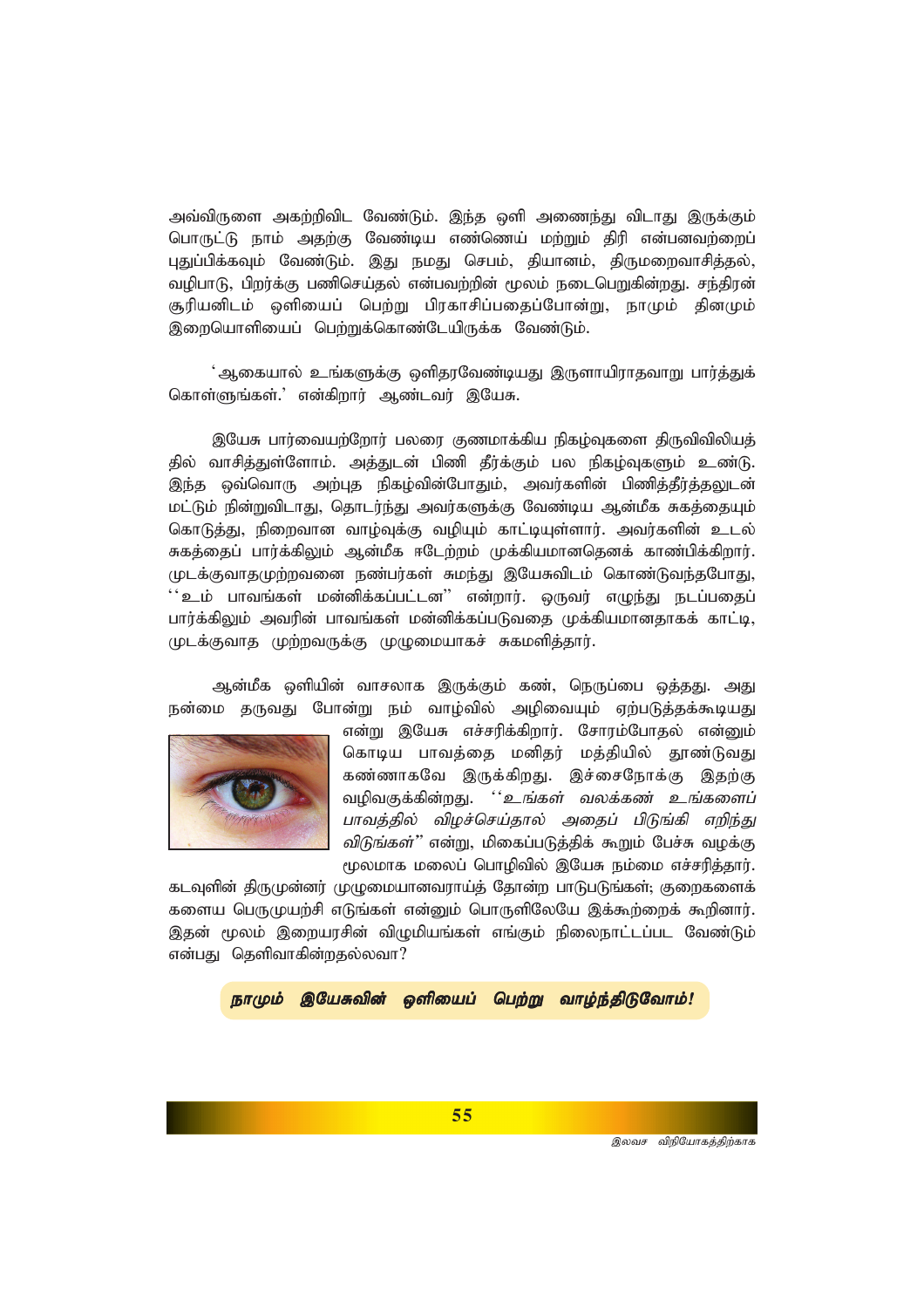அவ்விருளை அகற்றிவிட வேண்டும். இந்த ஒளி அணைந்து விடாது இருக்கும் பொருட்டு நாம் அதற்கு வேண்டிய எண்ணெய் மற்றும் திரி என்பனவற்றைப் புதுப்பிக்கவும் வேண்டும். இது நமது செபம், தியானம், திருமறைவாசித்தல், வழிபாடு, பிறர்க்கு பணிசெய்தல் என்பவற்றின் மூலம் நடைபெறுகின்றது. சந்திரன் சூரியனிடம் ஒளியைப் பெற்று பிரகாசிப்பதைப்போன்று, நாமும் தினமும் இறையொளியைப் பெற்றுக்கொண்டேயிருக்க வேண்டும்.

'ஆகையால் உங்களுக்கு ஒளிதரவேண்டியது இருளாயிராதவாறு பார்த்துக் கொள்ளுங்கள்.' என்கிறார் ஆண்டவர் இயேசு.

இயேசு பார்வையற்றோர் பலரை குணமாக்கிய நிகழ்வுகளை திருவிவிலியத்தில் வாசித்துள்ளோம். அத்துடன் பிணி தீர்க்கும் பல நிகழ்வுகளும் உண்டு. இந்த ஒவ்வொரு அற்புத நிகழ்வின்போதும், அவர்களின் பிணித்தீர்த்தலுடன் மட்டும் நின்றுவிடாது, தொடர்ந்து அவர்களுக்கு வேண்டிய ஆன்மீக சுகத்தையும் கொடுத்து, நிறைவான வாழ்வுக்கு வழியும் காட்டியுள்ளார். அவர்களின் உடல் சுகத்தைப் பார்க்கிலும் ஆன்மீக ஈடேற்றம் முக்கியமானதெனக் காண்பிக்கிறார். முடக்குவாதமுற்றவனை நண்பர்கள் சுமந்து இயேசுவிடம் கொண்டுவந்தபோது, ''உம் பாவங்கள் மன்னிக்கப்பட்டன'' என்றார். ஒருவர் எழுந்து நடப்பதைப் பார்க்கிலும் அவரின் பாவங்கள் மன்னிக்கப்படுவதை முக்கியமானதாகக் காட்டி, முடக்குவாத முற்றவருக்கு முழுமையாகச் சுகமளித்தார்.

ஆன்மீக ஒளியின் வாசலாக இருக்கும் கண், நெருப்பை ஒத்தது. அது நன்மை தருவது போன்று நம் வாழ்வில் அழிவையும் ஏற்படுத்தக்கூடியது என்று இயேசு எச்சரிக்கிறார். சோரம்போதல் என்னும் கொடிய பாவத்தை மனிதர் மத்தியில் தூண்டுவது கண்ணாகவே இருக்கிறது. இச்சைநோக்கு இதற்கு வழிவகுக்கின்றது. ''*உங்கள் வலக்கண் உங்களைப் பாவத்தில் விழச்செய்தால் அதைப் பிடுங்கி எறிந்து விடுங்கள்*'' என்று, மிகைப்படுத்திக் கூறும் பேச்சு வழக்கு மூலமாக மலைப் பொழிவில் இயேசு நம்மை எச்சரித்தார். கடவுளின் திருமுன்னர் முழுமையானவராய்த் தோன்ற பாடுபடுங்கள்; குறைகளைக் களைய பெருமுயற்சி எடுங்கள் என்னும் பொருளிலேயே இக்கூற்றைக் கூறினார். இதன் மூலம் இறையரசின் விழுமியங்கள் எங்கும் நிலைநாட்டப்பட வேண்டும் என்பது தெளிவாகின்றதல்லவா?

***நாமும் இயேசுவின் ஒளியைப் பெற்று வாழ்ந்திடுவோம்!***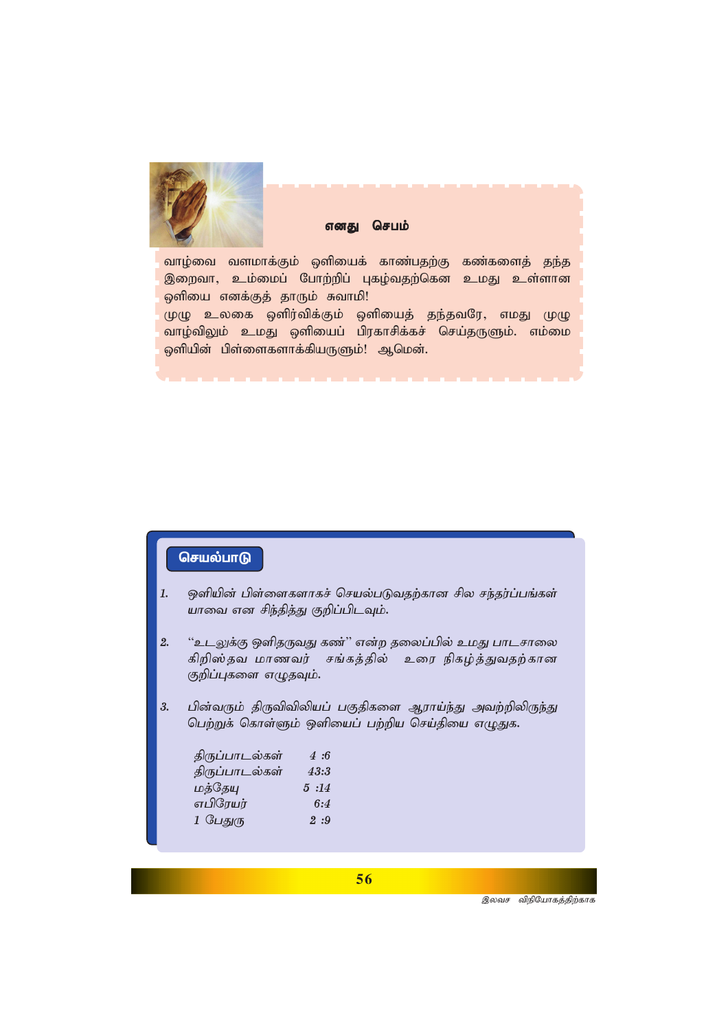### எனது செபம்

வாழ்வை வளமாக்கும் ஒளியைக் காண்பதற்கு கண்களைத் தந்த இறைவா, உம்மைப் போற்றிப் புகழ்வதற்கென உமது உள்ளான ஒளியை எனக்குத் தாரும் சுவாமி!

முழு உலகை ஒளிர்விக்கும் ஒளியைத் தந்தவரே, எமது முழு வாழ்விலும் உமது ஒளியைப் பிரகாசிக்கச் செய்தருளும். எம்மை ஒளியின் பிள்ளைகளாக்கியருளும்! ஆமென்.

### செயல்பாடு

1. *ஒளியின் பிள்ளைகளாகச் செயல்படுவதற்கான சில சந்தர்ப்பங்கள் யாவை என சிந்தித்து குறிப்பிடவும்.*

2. *"உடலுக்கு ஒளிதருவது கண்" என்ற தலைப்பில் உமது பாடசாலை கிறிஸ்தவ மாணவர் சங்கத்தில் உரை நிகழ்த்துவதற்கான குறிப்புகளை எழுதவும்.*

3. *பின்வரும் திருவிவிலியப் பகுதிகளை ஆராய்ந்து அவற்றிலிருந்து பெற்றுக் கொள்ளும் ஒளியைப் பற்றிய செய்தியை எழுதுக.*

| | |
|---|---|
| *திருப்பாடல்கள்* | *4 :6* |
| *திருப்பாடல்கள்* | *43:3* |
| *மத்தேயு* | *5 :14* |
| *எபிரேயர்* | *6:4* |
| *1 பேதுரு* | *2 :9* |

*இலவச விநியோகத்திற்காக*